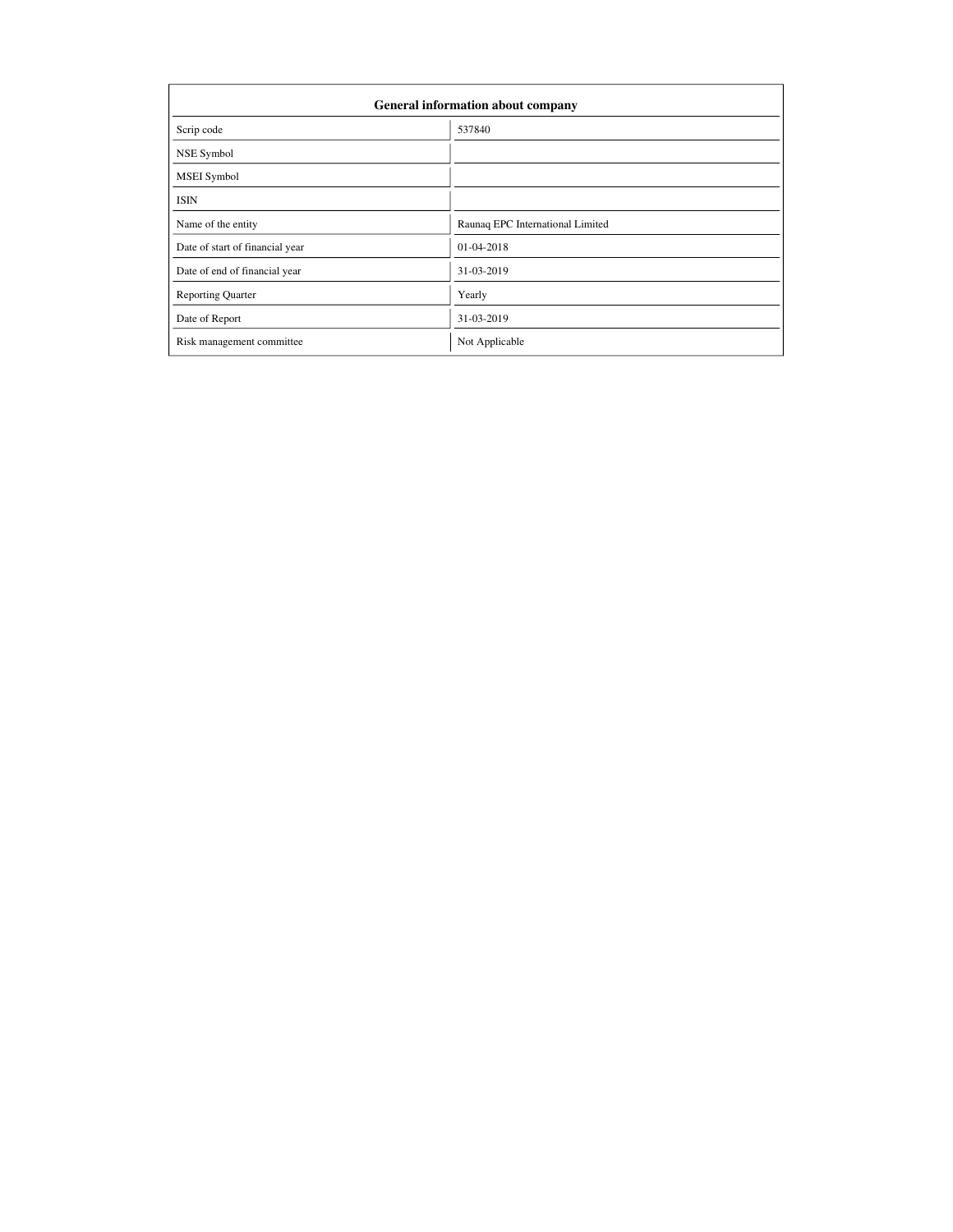| General information about company | |
|---|---|
| Scrip code | 537840 |
| NSE Symbol | |
| MSEI Symbol | |
| ISIN | |
| Name of the entity | Raunaq EPC International Limited |
| Date of start of financial year | 01-04-2018 |
| Date of end of financial year | 31-03-2019 |
| Reporting Quarter | Yearly |
| Date of Report | 31-03-2019 |
| Risk management committee | Not Applicable |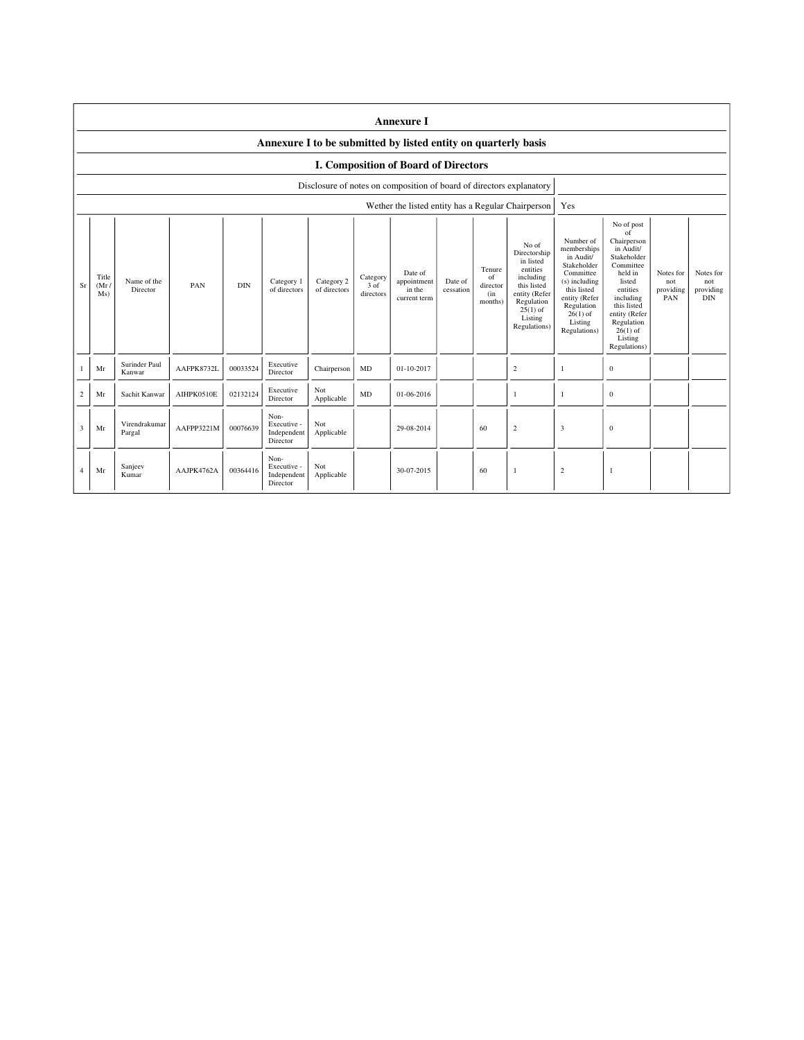# Annexure I

## Annexure I to be submitted by listed entity on quarterly basis

### I. Composition of Board of Directors

| Disclosure of notes on composition of board of directors explanatory | |
|---|---|
| Wether the listed entity has a Regular Chairperson | Yes |

| Sr | Title (Mr / Ms) | Name of the Director | PAN | DIN | Category 1 of directors | Category 2 of directors | Category 3 of directors | Date of appointment in the current term | Date of cessation | Tenure of director (in months) | No of Directorship in listed entities including this listed entity (Refer Regulation 25(1) of Listing Regulations) | Number of memberships in Audit/ Stakeholder Committee (s) including this listed entity (Refer Regulation 26(1) of Listing Regulations) | No of post of Chairperson in Audit/ Stakeholder Committee held in listed entities including this listed entity (Refer Regulation 26(1) of Listing Regulations) | Notes for not providing PAN | Notes for not providing DIN |
|---|---|---|---|---|---|---|---|---|---|---|---|---|---|---|---|
| 1 | Mr | Surinder Paul Kanwar | AAFPK8732L | 00033524 | Executive Director | Chairperson | MD | 01-10-2017 | | | 2 | 1 | 0 | | |
| 2 | Mr | Sachit Kanwar | AIHPK0510E | 02132124 | Executive Director | Not Applicable | MD | 01-06-2016 | | | 1 | 1 | 0 | | |
| 3 | Mr | Virendrakumar Pargal | AAFPP3221M | 00076639 | Non-Executive - Independent Director | Not Applicable | | 29-08-2014 | | 60 | 2 | 3 | 0 | | |
| 4 | Mr | Sanjeev Kumar | AAJPK4762A | 00364416 | Non-Executive - Independent Director | Not Applicable | | 30-07-2015 | | 60 | 1 | 2 | 1 | | |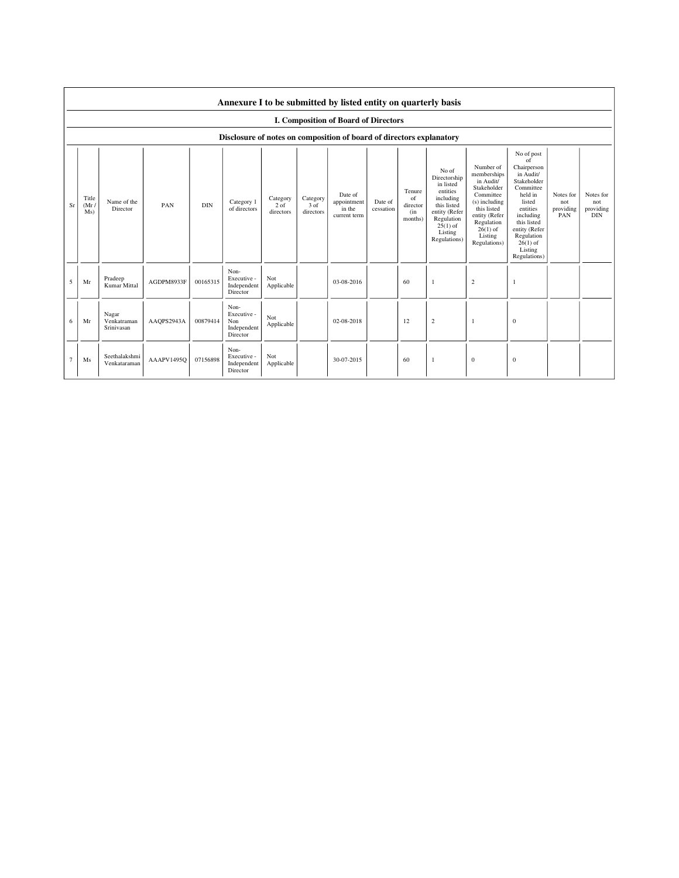## Annexure I to be submitted by listed entity on quarterly basis

### I. Composition of Board of Directors

#### Disclosure of notes on composition of board of directors explanatory

| Sr | Title (Mr / Ms) | Name of the Director | PAN | DIN | Category 1 of directors | Category 2 of directors | Category 3 of directors | Date of appointment in the current term | Date of cessation | Tenure of director (in months) | No of Directorship in listed entities including this listed entity (Refer Regulation 25(1) of Listing Regulations) | Number of memberships in Audit/ Stakeholder Committee (s) including this listed entity (Refer Regulation 26(1) of Listing Regulations) | No of post of Chairperson in Audit/ Stakeholder Committee held in listed entities including this listed entity (Refer Regulation 26(1) of Listing Regulations) | Notes for not providing PAN | Notes for not providing DIN |
|---|---|---|---|---|---|---|---|---|---|---|---|---|---|---|---|
| 5 | Mr | Pradeep Kumar Mittal | AGDPM8933F | 00165315 | Non-Executive - Independent Director | Not Applicable | | 03-08-2016 | | 60 | 1 | 2 | 1 | | |
| 6 | Mr | Nagar Venkatraman Srinivasan | AAQPS2943A | 00879414 | Non-Executive - Non Independent Director | Not Applicable | | 02-08-2018 | | 12 | 2 | 1 | 0 | | |
| 7 | Ms | Seethalakshmi Venkataraman | AAAPV1495Q | 07156898 | Non-Executive - Independent Director | Not Applicable | | 30-07-2015 | | 60 | 1 | 0 | 0 | | |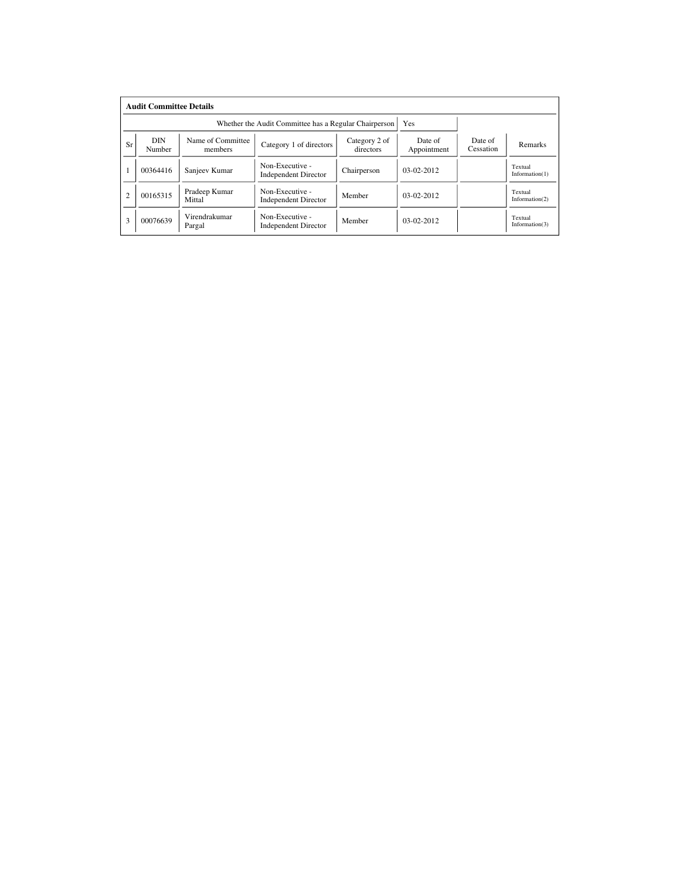## Audit Committee Details

| | | | | | | | |
|---|---|---|---|---|---|---|---|
| Whether the Audit Committee has a Regular Chairperson | | | | | Yes | | |
| Sr | DIN Number | Name of Committee members | Category 1 of directors | Category 2 of directors | Date of Appointment | Date of Cessation | Remarks |
| 1 | 00364416 | Sanjeev Kumar | Non-Executive - Independent Director | Chairperson | 03-02-2012 | | Textual Information(1) |
| 2 | 00165315 | Pradeep Kumar Mittal | Non-Executive - Independent Director | Member | 03-02-2012 | | Textual Information(2) |
| 3 | 00076639 | Virendrakumar Pargal | Non-Executive - Independent Director | Member | 03-02-2012 | | Textual Information(3) |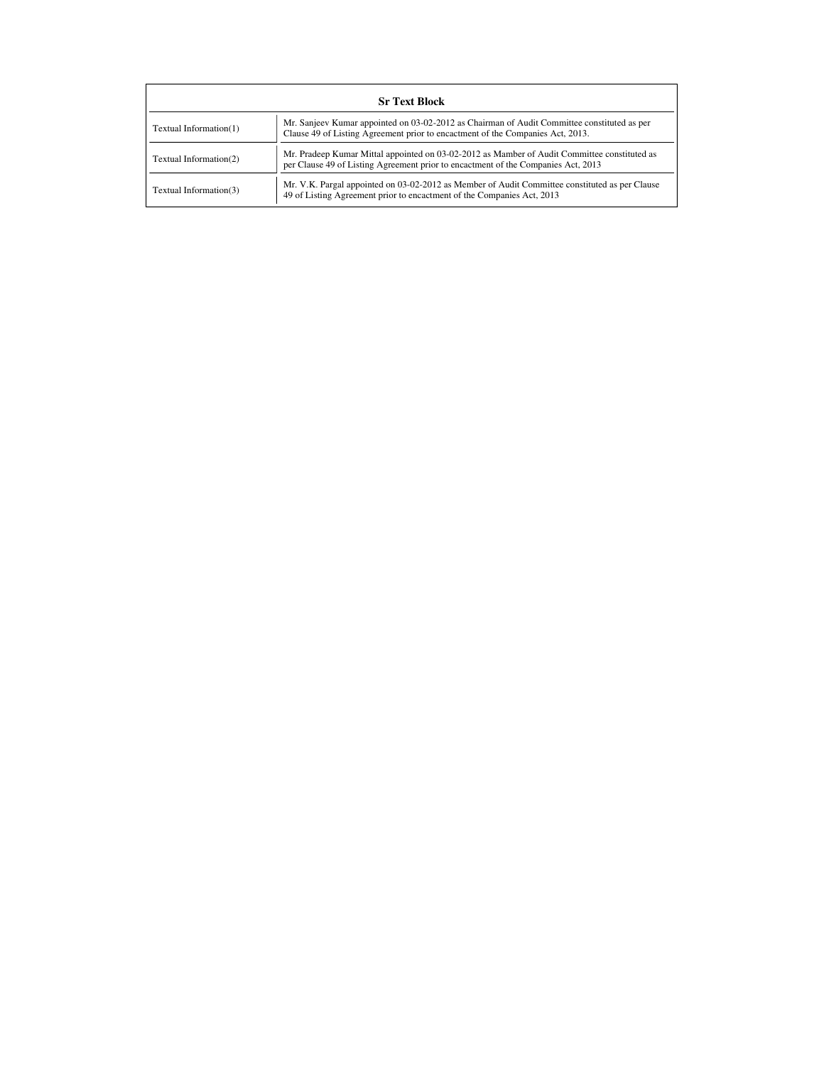| Sr Text Block | |
|---|---|
| Textual Information(1) | Mr. Sanjeev Kumar appointed on 03-02-2012 as Chairman of Audit Committee constituted as per Clause 49 of Listing Agreement prior to encactment of the Companies Act, 2013. |
| Textual Information(2) | Mr. Pradeep Kumar Mittal appointed on 03-02-2012 as Mamber of Audit Committee constituted as per Clause 49 of Listing Agreement prior to encactment of the Companies Act, 2013 |
| Textual Information(3) | Mr. V.K. Pargal appointed on 03-02-2012 as Member of Audit Committee constituted as per Clause 49 of Listing Agreement prior to encactment of the Companies Act, 2013 |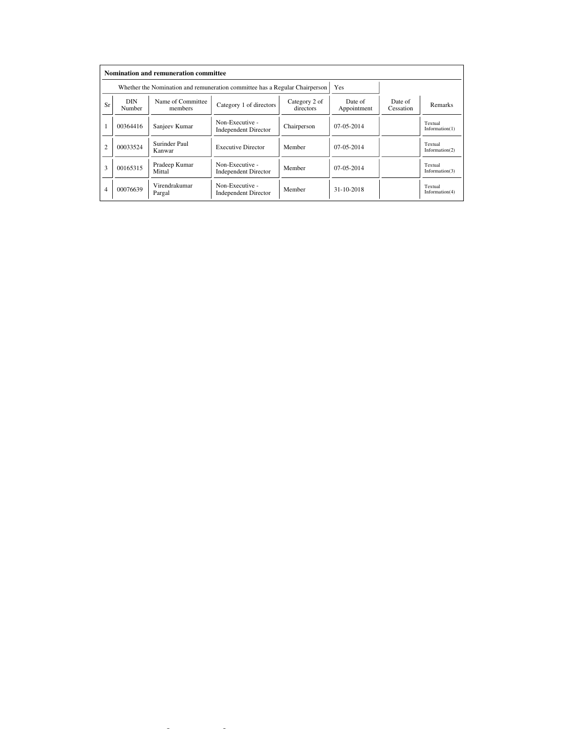| Nomination and remuneration committee | | | | | | | |
|---|---|---|---|---|---|---|---|
| Whether the Nomination and remuneration committee has a Regular Chairperson | | | | | Yes | | |
| Sr | DIN Number | Name of Committee members | Category 1 of directors | Category 2 of directors | Date of Appointment | Date of Cessation | Remarks |
| 1 | 00364416 | Sanjeev Kumar | Non-Executive - Independent Director | Chairperson | 07-05-2014 | | Textual Information(1) |
| 2 | 00033524 | Surinder Paul Kanwar | Executive Director | Member | 07-05-2014 | | Textual Information(2) |
| 3 | 00165315 | Pradeep Kumar Mittal | Non-Executive - Independent Director | Member | 07-05-2014 | | Textual Information(3) |
| 4 | 00076639 | Virendrakumar Pargal | Non-Executive - Independent Director | Member | 31-10-2018 | | Textual Information(4) |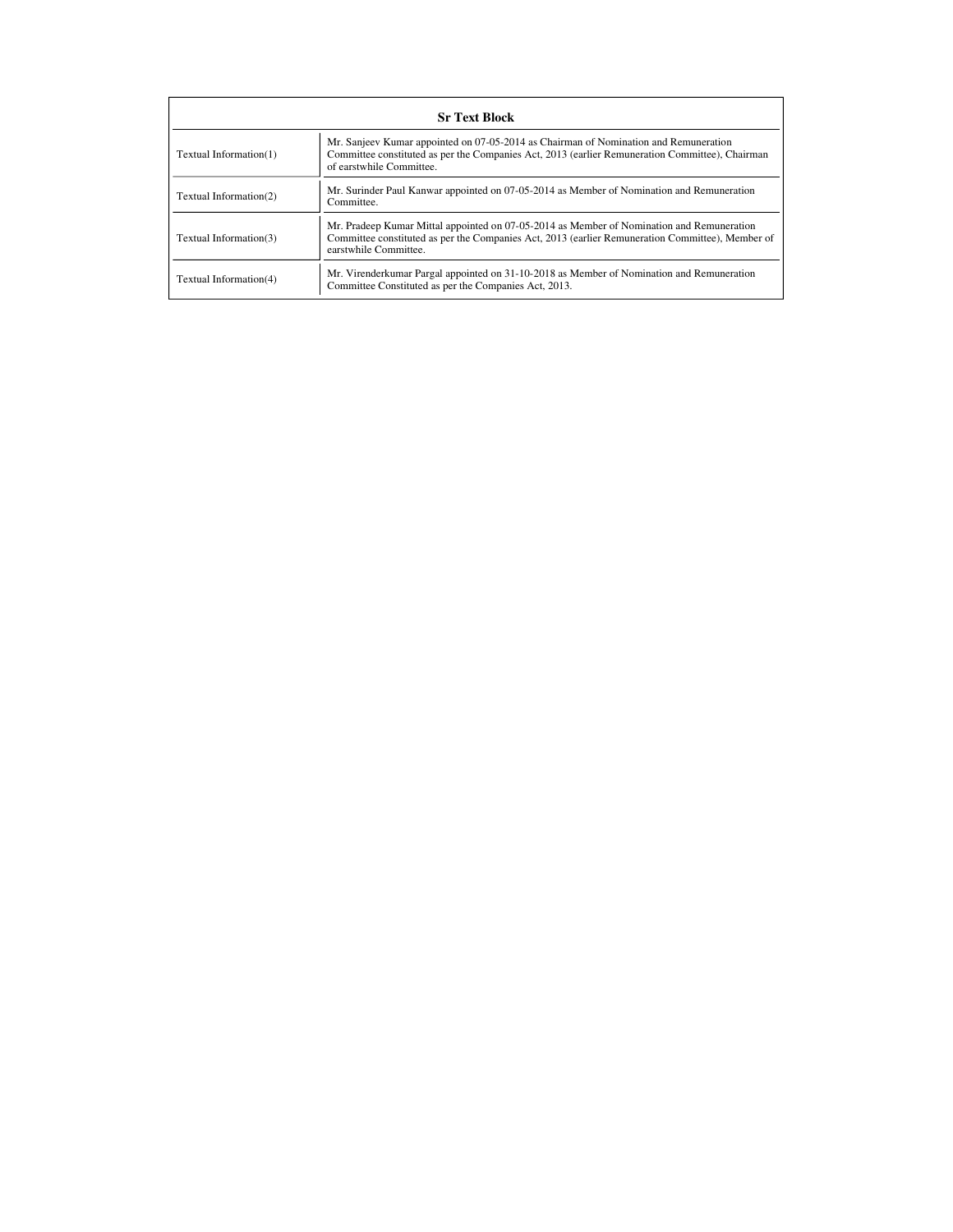| Sr Text Block | |
| --- | --- |
| Textual Information(1) | Mr. Sanjeev Kumar appointed on 07-05-2014 as Chairman of Nomination and Remuneration Committee constituted as per the Companies Act, 2013 (earlier Remuneration Committee), Chairman of earstwhile Committee. |
| Textual Information(2) | Mr. Surinder Paul Kanwar appointed on 07-05-2014 as Member of Nomination and Remuneration Committee. |
| Textual Information(3) | Mr. Pradeep Kumar Mittal appointed on 07-05-2014 as Member of Nomination and Remuneration Committee constituted as per the Companies Act, 2013 (earlier Remuneration Committee), Member of earstwhile Committee. |
| Textual Information(4) | Mr. Virenderkumar Pargal appointed on 31-10-2018 as Member of Nomination and Remuneration Committee Constituted as per the Companies Act, 2013. |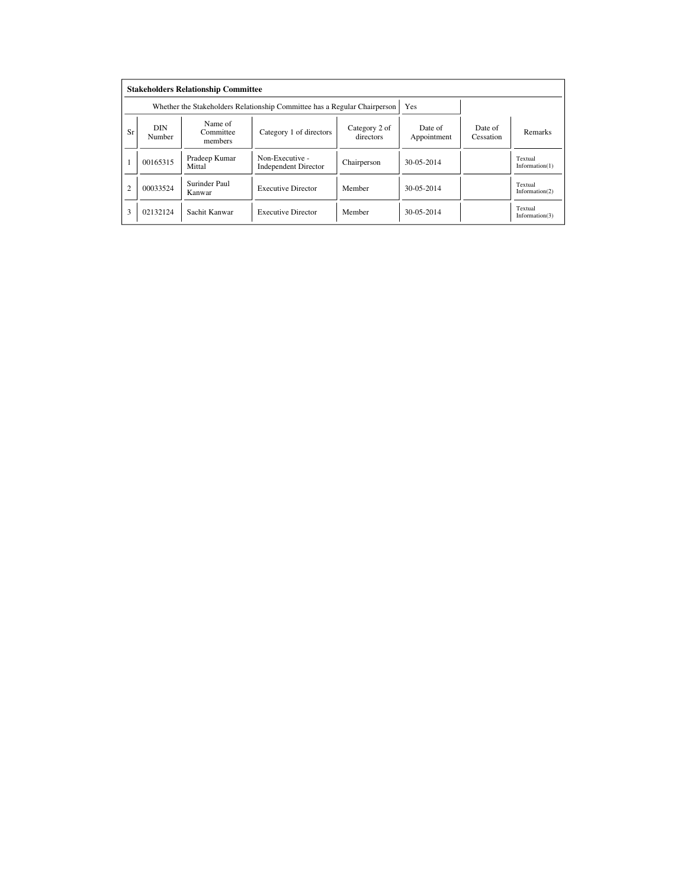**Stakeholders Relationship Committee**

| Whether the Stakeholders Relationship Committee has a Regular Chairperson | | | | | Yes | | |
|---|---|---|---|---|---|---|---|
| Sr | DIN Number | Name of Committee members | Category 1 of directors | Category 2 of directors | Date of Appointment | Date of Cessation | Remarks |
| 1 | 00165315 | Pradeep Kumar Mittal | Non-Executive - Independent Director | Chairperson | 30-05-2014 | | Textual Information(1) |
| 2 | 00033524 | Surinder Paul Kanwar | Executive Director | Member | 30-05-2014 | | Textual Information(2) |
| 3 | 02132124 | Sachit Kanwar | Executive Director | Member | 30-05-2014 | | Textual Information(3) |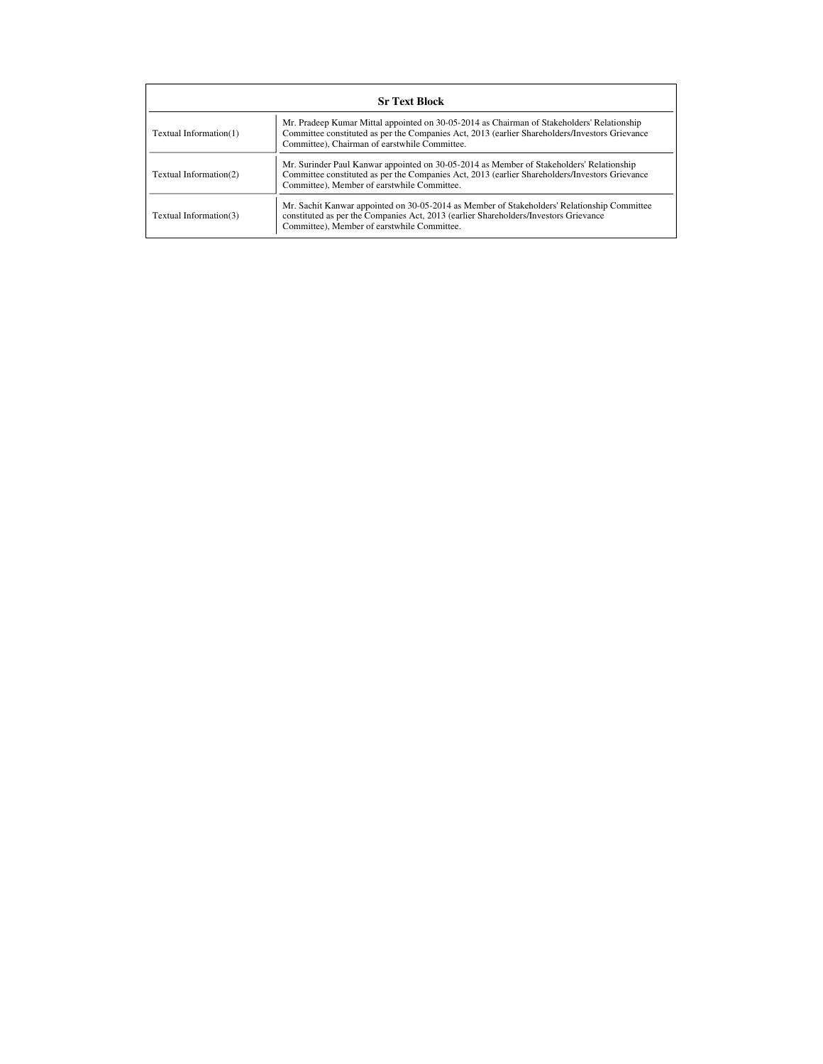| Sr Text Block | |
|---|---|
| Textual Information(1) | Mr. Pradeep Kumar Mittal appointed on 30-05-2014 as Chairman of Stakeholders' Relationship Committee constituted as per the Companies Act, 2013 (earlier Shareholders/Investors Grievance Committee), Chairman of earstwhile Committee. |
| Textual Information(2) | Mr. Surinder Paul Kanwar appointed on 30-05-2014 as Member of Stakeholders' Relationship Committee constituted as per the Companies Act, 2013 (earlier Shareholders/Investors Grievance Committee), Member of earstwhile Committee. |
| Textual Information(3) | Mr. Sachit Kanwar appointed on 30-05-2014 as Member of Stakeholders' Relationship Committee constituted as per the Companies Act, 2013 (earlier Shareholders/Investors Grievance Committee), Member of earstwhile Committee. |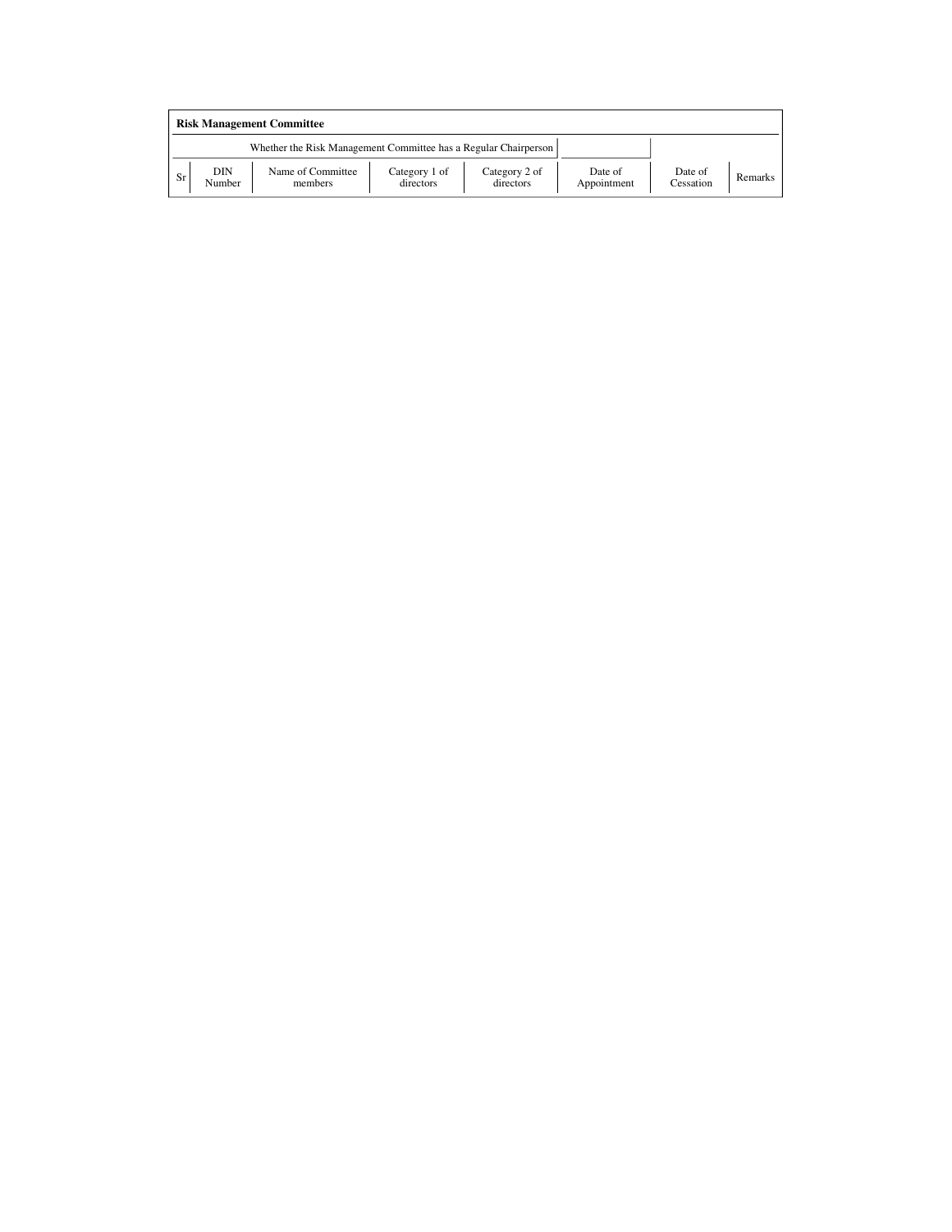**Risk Management Committee**

| Whether the Risk Management Committee has a Regular Chairperson | | | | | | | |
|---|---|---|---|---|---|---|---|
| Sr | DIN Number | Name of Committee members | Category 1 of directors | Category 2 of directors | Date of Appointment | Date of Cessation | Remarks |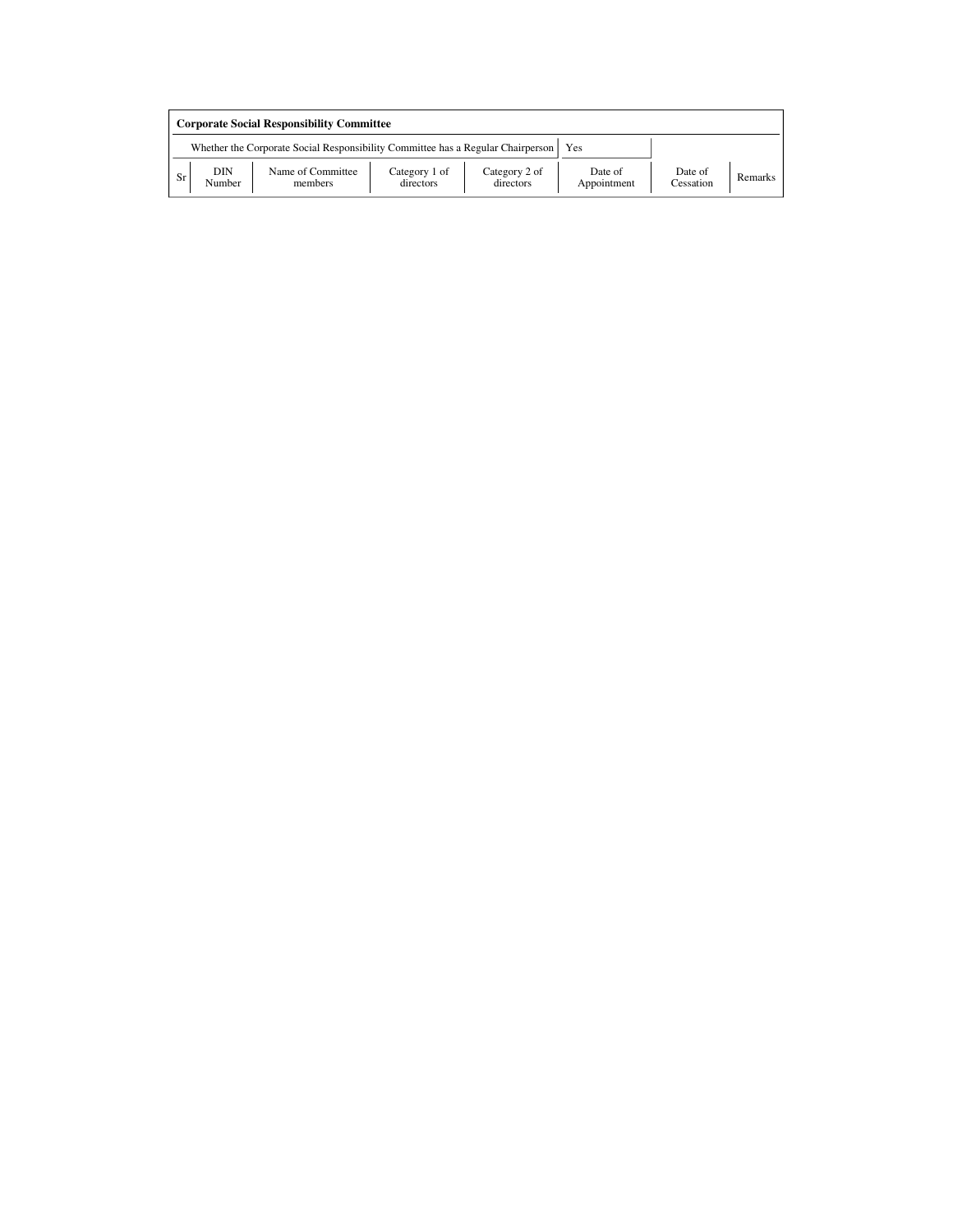**Corporate Social Responsibility Committee**

Whether the Corporate Social Responsibility Committee has a Regular Chairperson | Yes

| Sr | DIN Number | Name of Committee members | Category 1 of directors | Category 2 of directors | Date of Appointment | Date of Cessation | Remarks |
|---|---|---|---|---|---|---|---|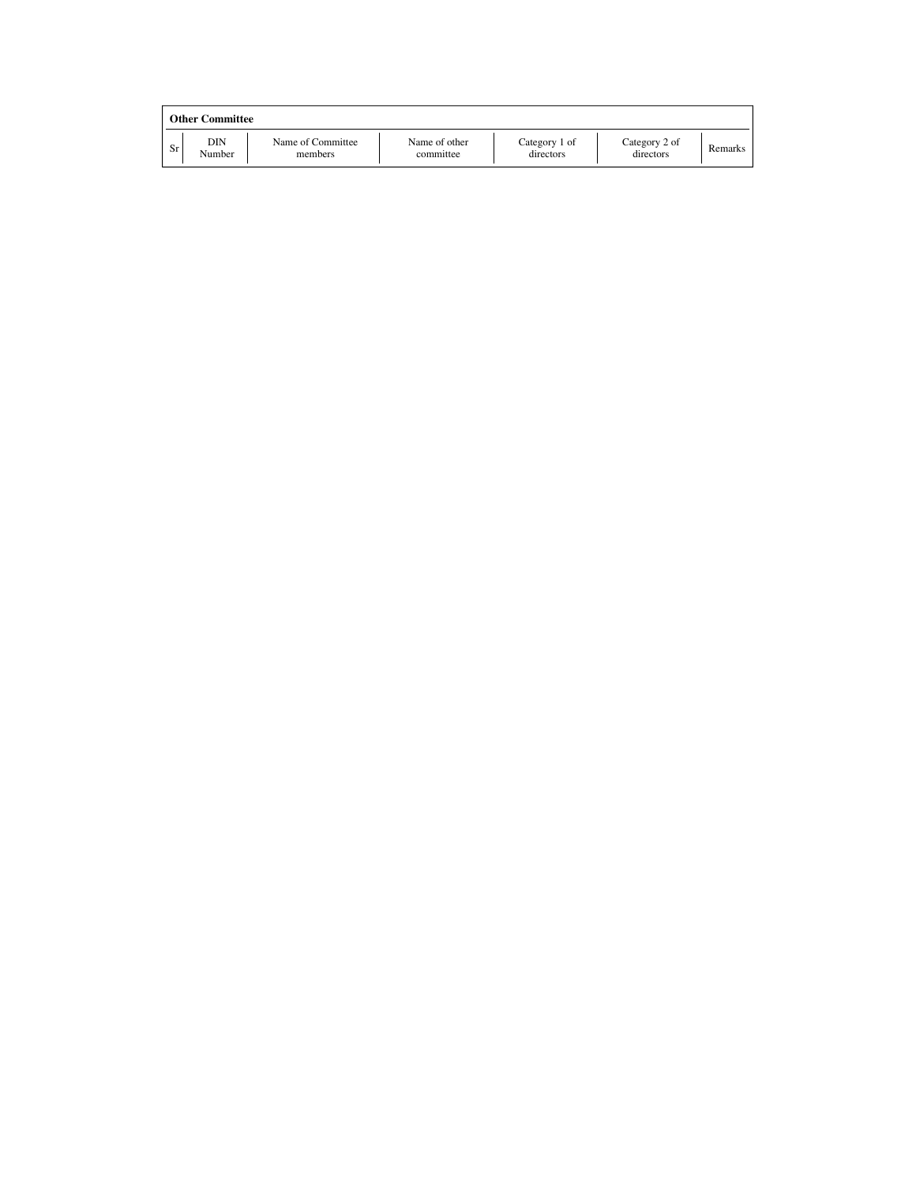**Other Committee**

| Sr | DIN Number | Name of Committee members | Name of other committee | Category 1 of directors | Category 2 of directors | Remarks |
|---|---|---|---|---|---|---|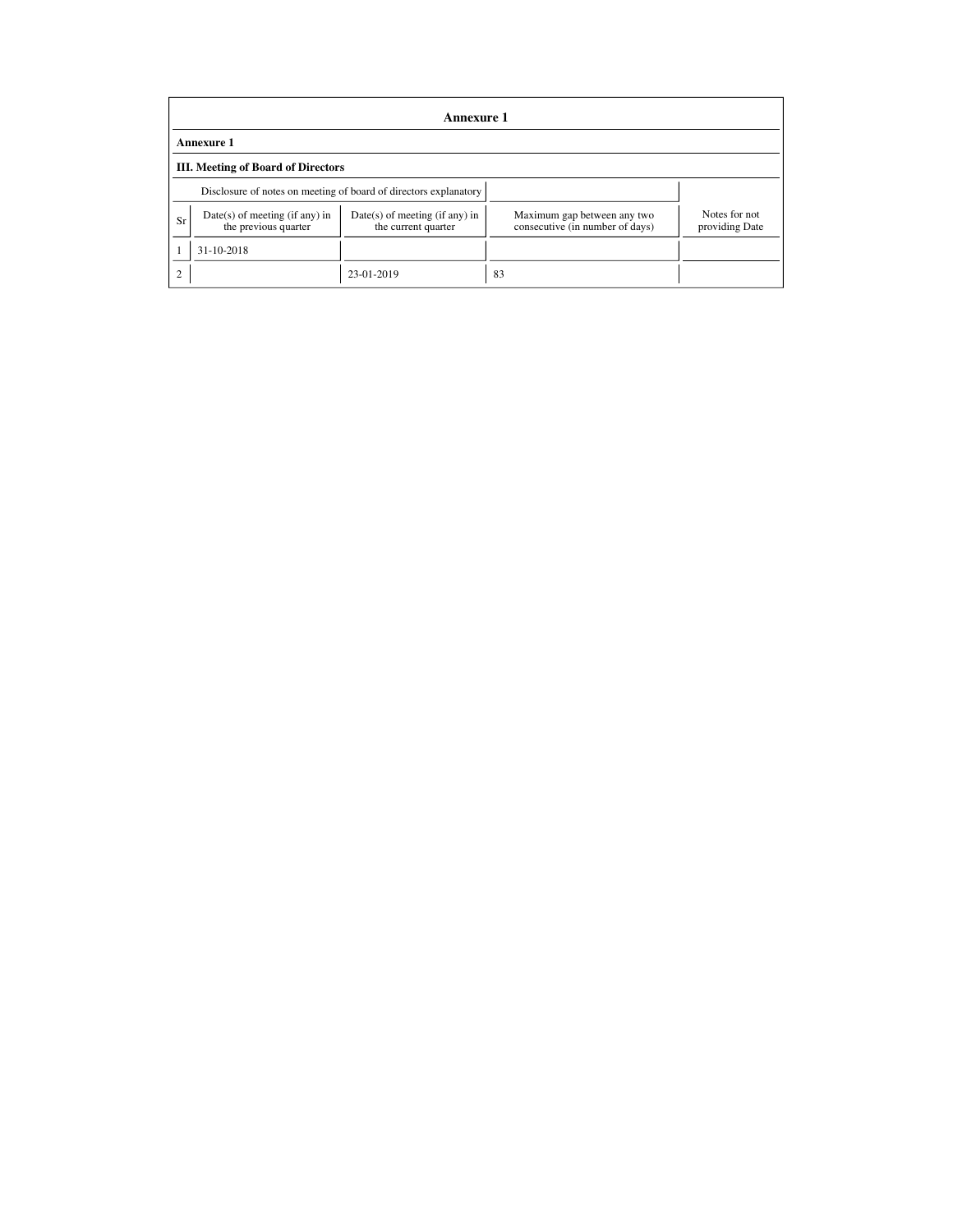# Annexure 1

## Annexure 1

### III. Meeting of Board of Directors

| Disclosure of notes on meeting of board of directors explanatory | | | | |
|---|---|---|---|---|
| **Sr** | **Date(s) of meeting (if any) in the previous quarter** | **Date(s) of meeting (if any) in the current quarter** | **Maximum gap between any two consecutive (in number of days)** | **Notes for not providing Date** |
| 1 | 31-10-2018 | | | |
| 2 | | 23-01-2019 | 83 | |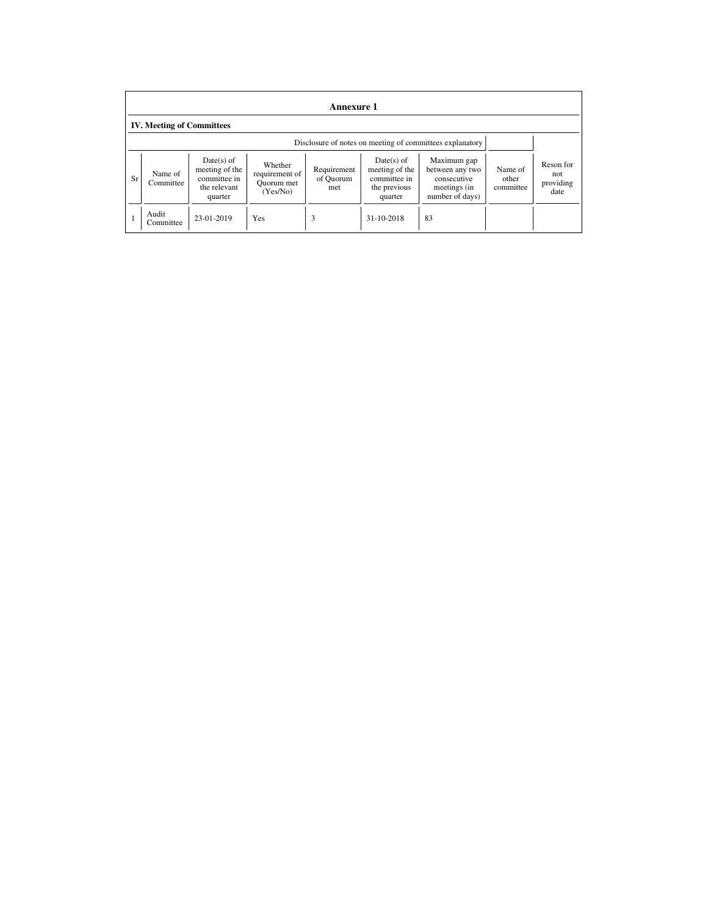**Annexure 1**

**IV. Meeting of Committees**

Disclosure of notes on meeting of committees explanatory

| Sr | Name of Committee | Date(s) of meeting of the committee in the relevant quarter | Whether requirement of Quorum met (Yes/No) | Requirement of Quorum met | Date(s) of meeting of the committee in the previous quarter | Maximum gap between any two consecutive meetings (in number of days) | Name of other committee | Reson for not providing date |
|---|---|---|---|---|---|---|---|---|
| 1 | Audit Committee | 23-01-2019 | Yes | 3 | 31-10-2018 | 83 | | |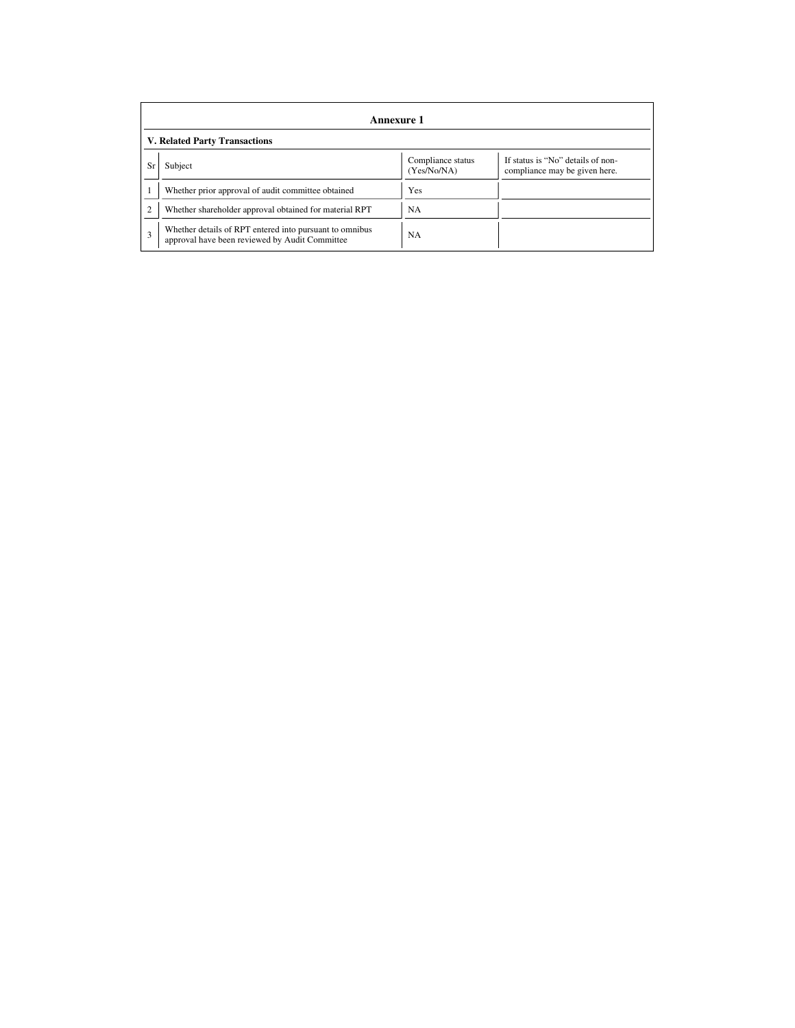## Annexure 1

**V. Related Party Transactions**

| Sr | Subject | Compliance status (Yes/No/NA) | If status is "No" details of non-compliance may be given here. |
|---|---|---|---|
| 1 | Whether prior approval of audit committee obtained | Yes | |
| 2 | Whether shareholder approval obtained for material RPT | NA | |
| 3 | Whether details of RPT entered into pursuant to omnibus approval have been reviewed by Audit Committee | NA | |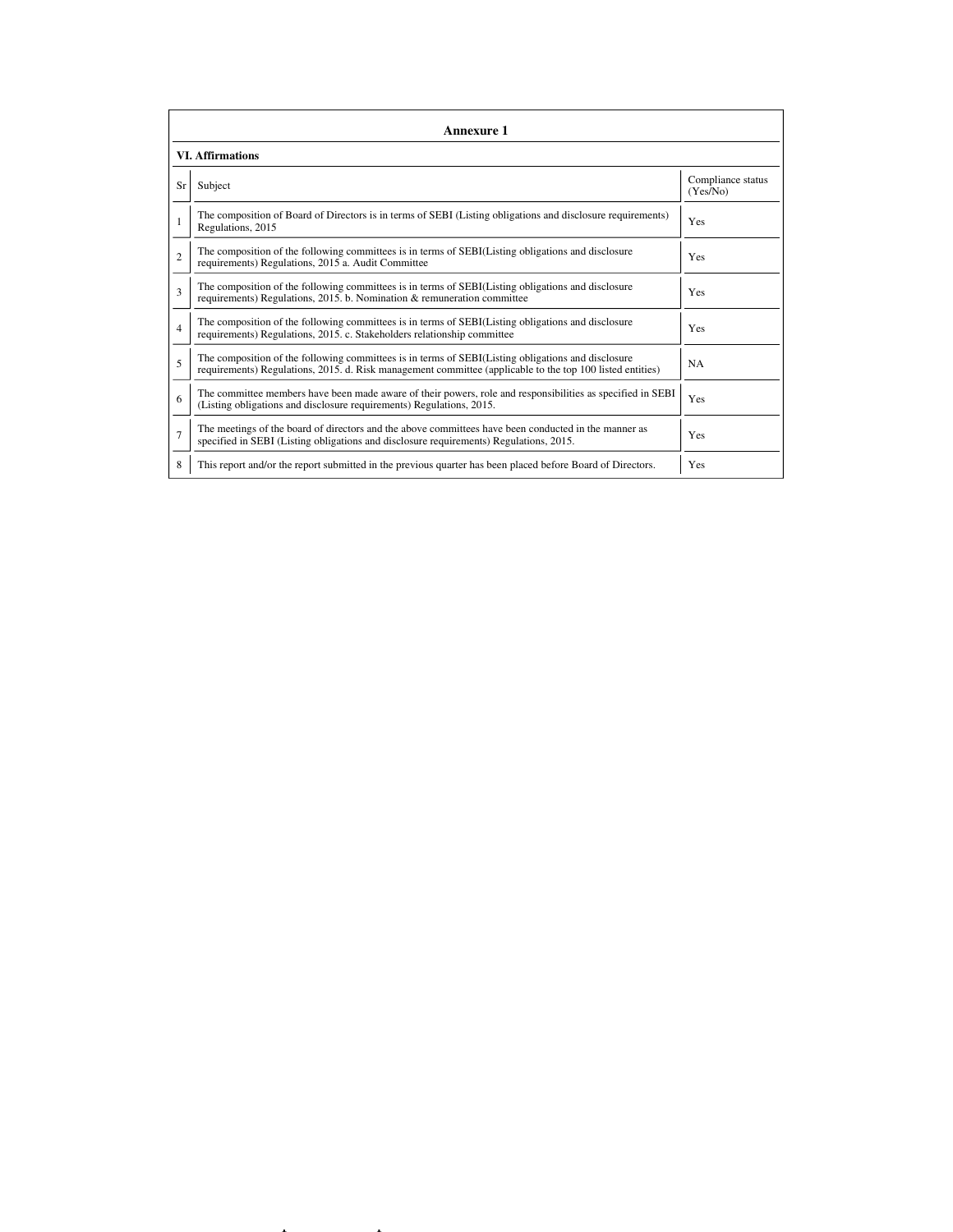## Annexure 1

### VI. Affirmations

| Sr | Subject | Compliance status (Yes/No) |
|---|---|---|
| 1 | The composition of Board of Directors is in terms of SEBI (Listing obligations and disclosure requirements) Regulations, 2015 | Yes |
| 2 | The composition of the following committees is in terms of SEBI(Listing obligations and disclosure requirements) Regulations, 2015 a. Audit Committee | Yes |
| 3 | The composition of the following committees is in terms of SEBI(Listing obligations and disclosure requirements) Regulations, 2015. b. Nomination & remuneration committee | Yes |
| 4 | The composition of the following committees is in terms of SEBI(Listing obligations and disclosure requirements) Regulations, 2015. c. Stakeholders relationship committee | Yes |
| 5 | The composition of the following committees is in terms of SEBI(Listing obligations and disclosure requirements) Regulations, 2015. d. Risk management committee (applicable to the top 100 listed entities) | NA |
| 6 | The committee members have been made aware of their powers, role and responsibilities as specified in SEBI (Listing obligations and disclosure requirements) Regulations, 2015. | Yes |
| 7 | The meetings of the board of directors and the above committees have been conducted in the manner as specified in SEBI (Listing obligations and disclosure requirements) Regulations, 2015. | Yes |
| 8 | This report and/or the report submitted in the previous quarter has been placed before Board of Directors. | Yes |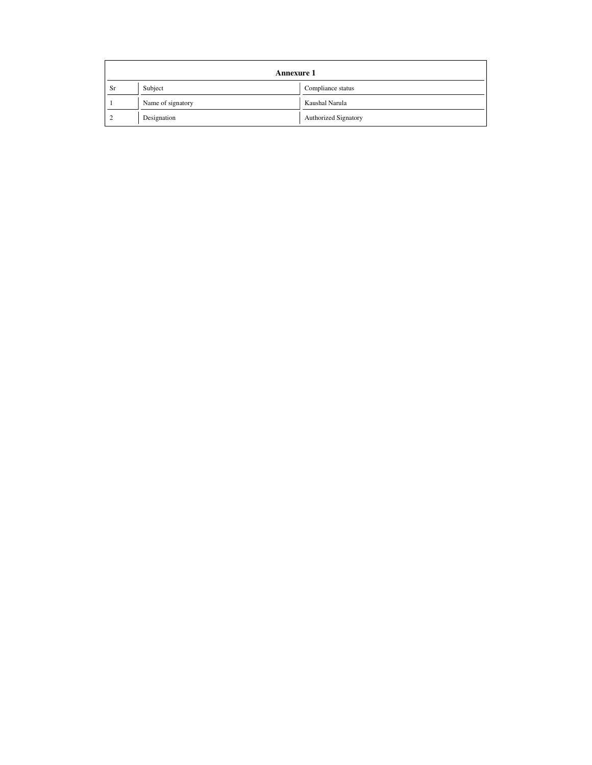| Annexure 1 | | |
|---|---|---|
| Sr | Subject | Compliance status |
| 1 | Name of signatory | Kaushal Narula |
| 2 | Designation | Authorized Signatory |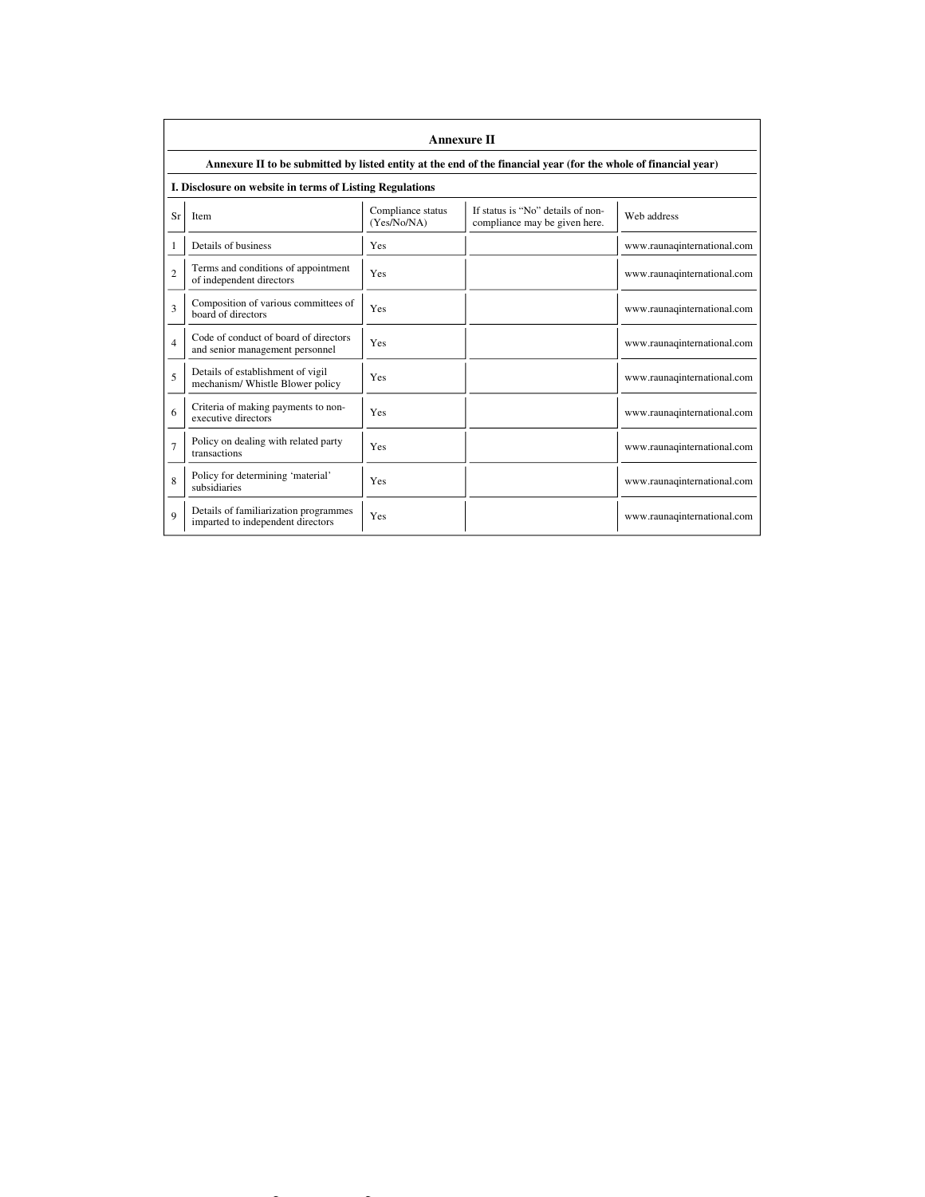## Annexure II

**Annexure II to be submitted by listed entity at the end of the financial year (for the whole of financial year)**

**I. Disclosure on website in terms of Listing Regulations**

| Sr | Item | Compliance status (Yes/No/NA) | If status is "No" details of non-compliance may be given here. | Web address |
|---|---|---|---|---|
| 1 | Details of business | Yes | | www.raunaqinternational.com |
| 2 | Terms and conditions of appointment of independent directors | Yes | | www.raunaqinternational.com |
| 3 | Composition of various committees of board of directors | Yes | | www.raunaqinternational.com |
| 4 | Code of conduct of board of directors and senior management personnel | Yes | | www.raunaqinternational.com |
| 5 | Details of establishment of vigil mechanism/ Whistle Blower policy | Yes | | www.raunaqinternational.com |
| 6 | Criteria of making payments to non-executive directors | Yes | | www.raunaqinternational.com |
| 7 | Policy on dealing with related party transactions | Yes | | www.raunaqinternational.com |
| 8 | Policy for determining 'material' subsidiaries | Yes | | www.raunaqinternational.com |
| 9 | Details of familiarization programmes imparted to independent directors | Yes | | www.raunaqinternational.com |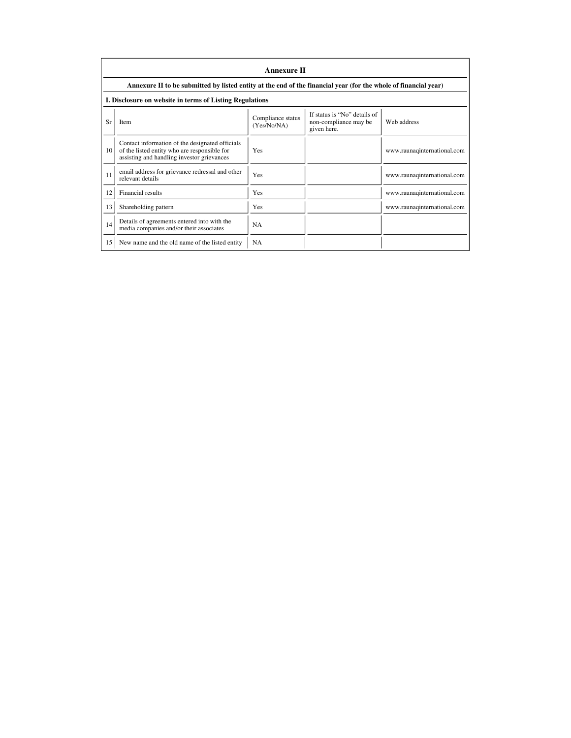## Annexure II

**Annexure II to be submitted by listed entity at the end of the financial year (for the whole of financial year)**

**I. Disclosure on website in terms of Listing Regulations**

| Sr | Item | Compliance status (Yes/No/NA) | If status is "No" details of non-compliance may be given here. | Web address |
|---|---|---|---|---|
| 10 | Contact information of the designated officials of the listed entity who are responsible for assisting and handling investor grievances | Yes | | www.raunaqinternational.com |
| 11 | email address for grievance redressal and other relevant details | Yes | | www.raunaqinternational.com |
| 12 | Financial results | Yes | | www.raunaqinternational.com |
| 13 | Shareholding pattern | Yes | | www.raunaqinternational.com |
| 14 | Details of agreements entered into with the media companies and/or their associates | NA | | |
| 15 | New name and the old name of the listed entity | NA | | |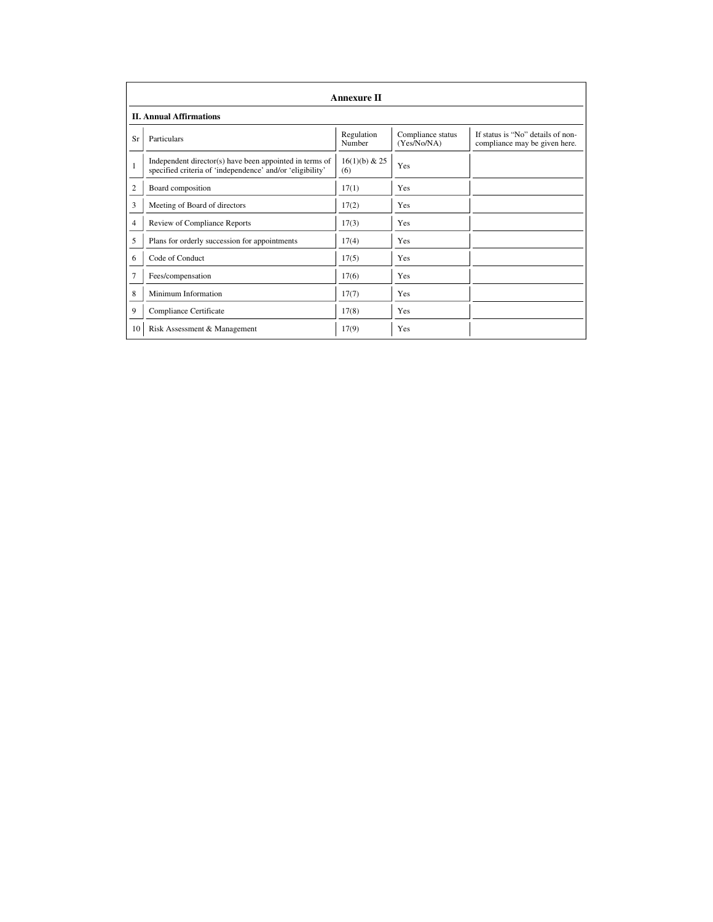## Annexure II

### II. Annual Affirmations

| Sr | Particulars | Regulation Number | Compliance status (Yes/No/NA) | If status is "No" details of non-compliance may be given here. |
|---|---|---|---|---|
| 1 | Independent director(s) have been appointed in terms of specified criteria of 'independence' and/or 'eligibility' | 16(1)(b) & 25 (6) | Yes | |
| 2 | Board composition | 17(1) | Yes | |
| 3 | Meeting of Board of directors | 17(2) | Yes | |
| 4 | Review of Compliance Reports | 17(3) | Yes | |
| 5 | Plans for orderly succession for appointments | 17(4) | Yes | |
| 6 | Code of Conduct | 17(5) | Yes | |
| 7 | Fees/compensation | 17(6) | Yes | |
| 8 | Minimum Information | 17(7) | Yes | |
| 9 | Compliance Certificate | 17(8) | Yes | |
| 10 | Risk Assessment & Management | 17(9) | Yes | |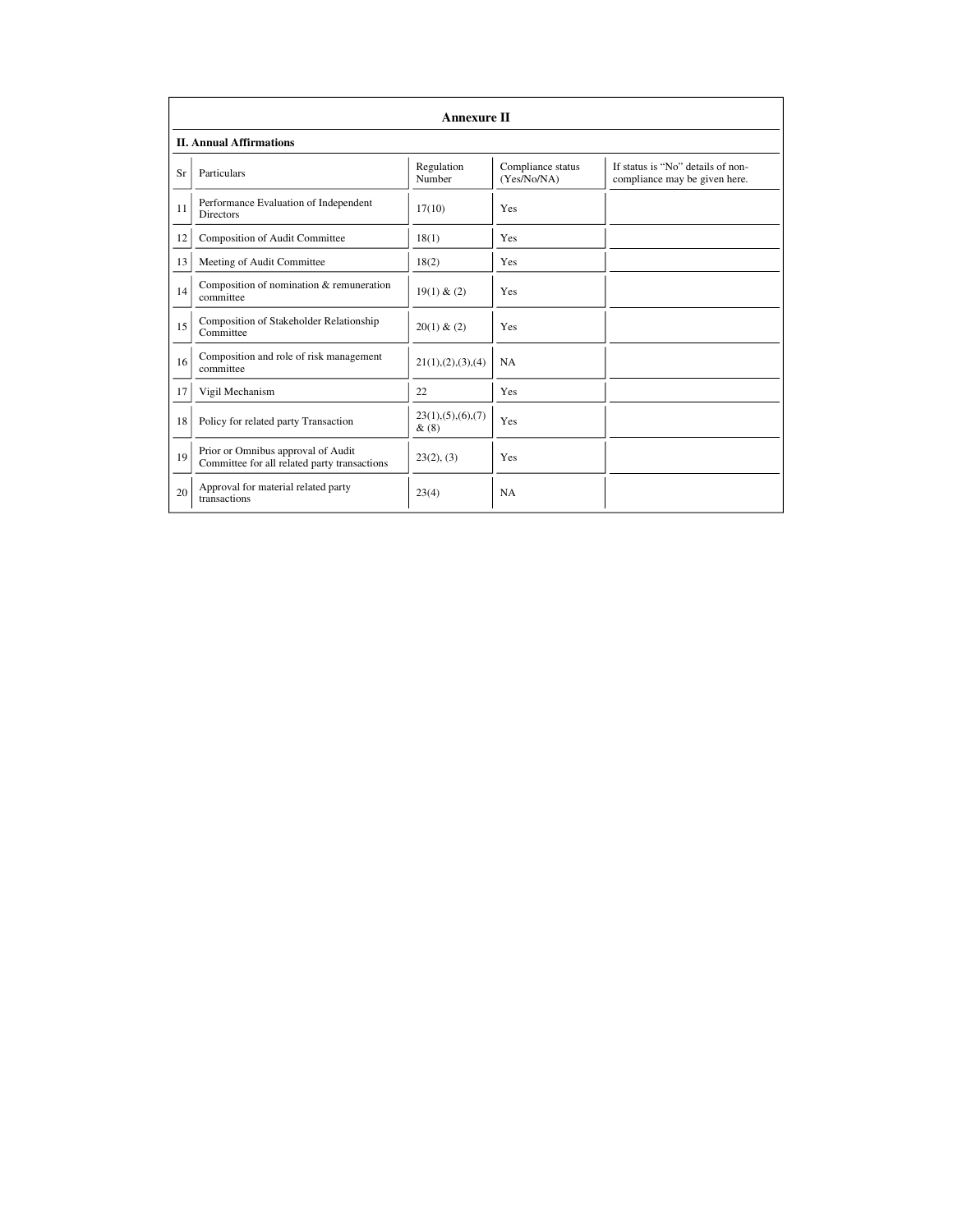## Annexure II

### II. Annual Affirmations

| Sr | Particulars | Regulation Number | Compliance status (Yes/No/NA) | If status is "No" details of non-compliance may be given here. |
|---|---|---|---|---|
| 11 | Performance Evaluation of Independent Directors | 17(10) | Yes | |
| 12 | Composition of Audit Committee | 18(1) | Yes | |
| 13 | Meeting of Audit Committee | 18(2) | Yes | |
| 14 | Composition of nomination & remuneration committee | 19(1) & (2) | Yes | |
| 15 | Composition of Stakeholder Relationship Committee | 20(1) & (2) | Yes | |
| 16 | Composition and role of risk management committee | 21(1),(2),(3),(4) | NA | |
| 17 | Vigil Mechanism | 22 | Yes | |
| 18 | Policy for related party Transaction | 23(1),(5),(6),(7) & (8) | Yes | |
| 19 | Prior or Omnibus approval of Audit Committee for all related party transactions | 23(2), (3) | Yes | |
| 20 | Approval for material related party transactions | 23(4) | NA | |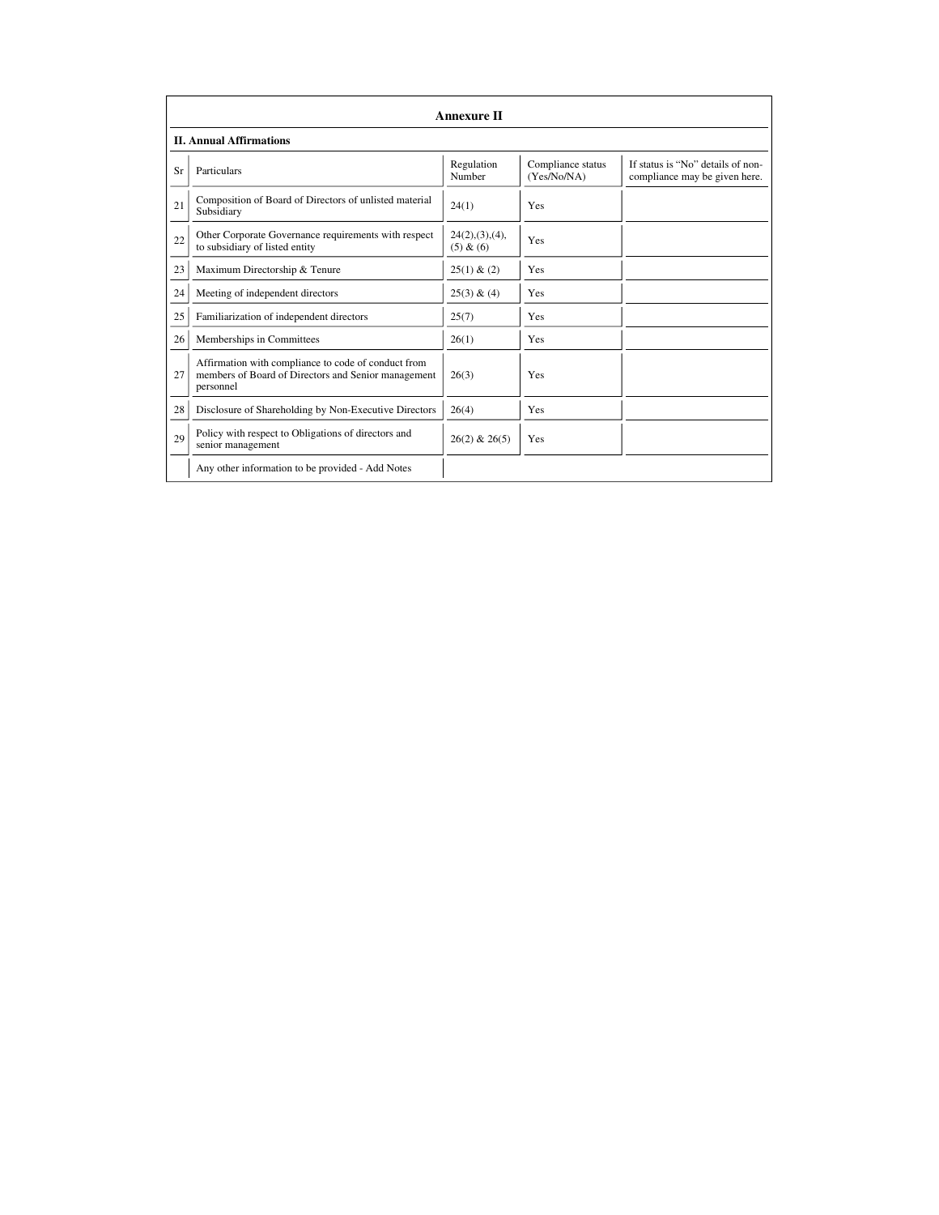## Annexure II

### II. Annual Affirmations

| Sr | Particulars | Regulation Number | Compliance status (Yes/No/NA) | If status is "No" details of non-compliance may be given here. |
|---|---|---|---|---|
| 21 | Composition of Board of Directors of unlisted material Subsidiary | 24(1) | Yes | |
| 22 | Other Corporate Governance requirements with respect to subsidiary of listed entity | 24(2),(3),(4), (5) & (6) | Yes | |
| 23 | Maximum Directorship & Tenure | 25(1) & (2) | Yes | |
| 24 | Meeting of independent directors | 25(3) & (4) | Yes | |
| 25 | Familiarization of independent directors | 25(7) | Yes | |
| 26 | Memberships in Committees | 26(1) | Yes | |
| 27 | Affirmation with compliance to code of conduct from members of Board of Directors and Senior management personnel | 26(3) | Yes | |
| 28 | Disclosure of Shareholding by Non-Executive Directors | 26(4) | Yes | |
| 29 | Policy with respect to Obligations of directors and senior management | 26(2) & 26(5) | Yes | |
| | Any other information to be provided - Add Notes | | | |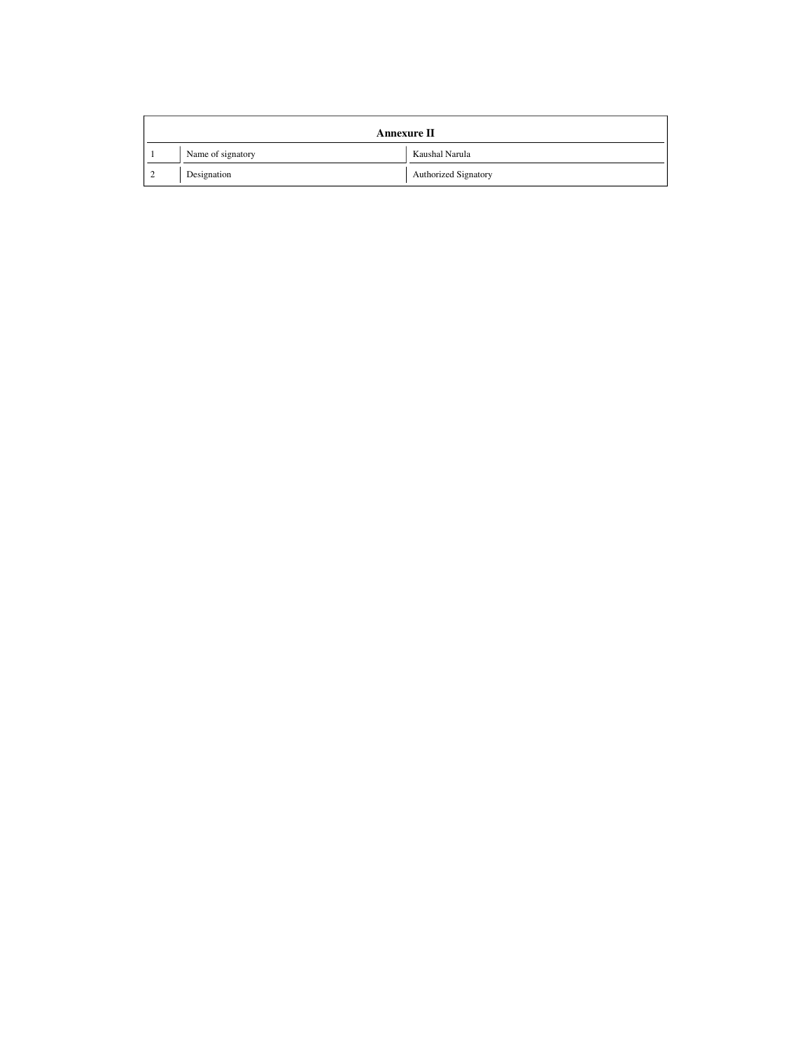| Annexure II | | |
|---|---|---|
| 1 | Name of signatory | Kaushal Narula |
| 2 | Designation | Authorized Signatory |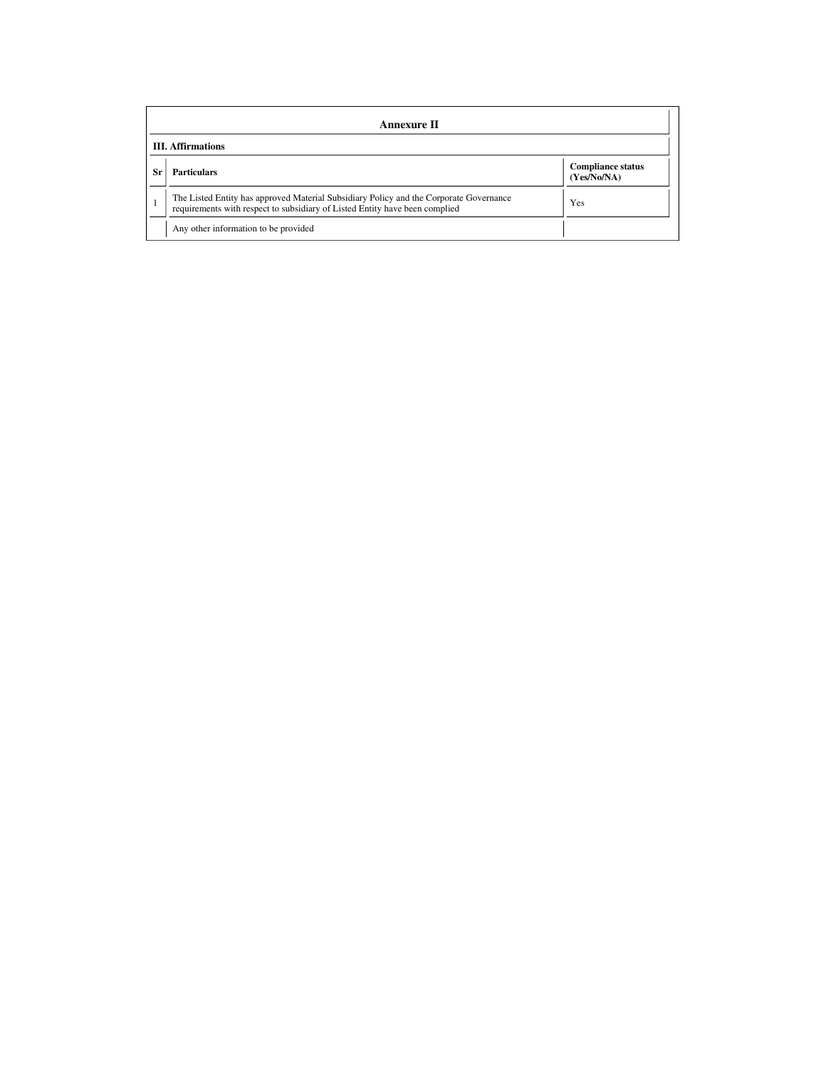## Annexure II

### III. Affirmations

| Sr | Particulars | Compliance status (Yes/No/NA) |
|---|---|---|
| 1 | The Listed Entity has approved Material Subsidiary Policy and the Corporate Governance requirements with respect to subsidiary of Listed Entity have been complied | Yes |
| | Any other information to be provided | |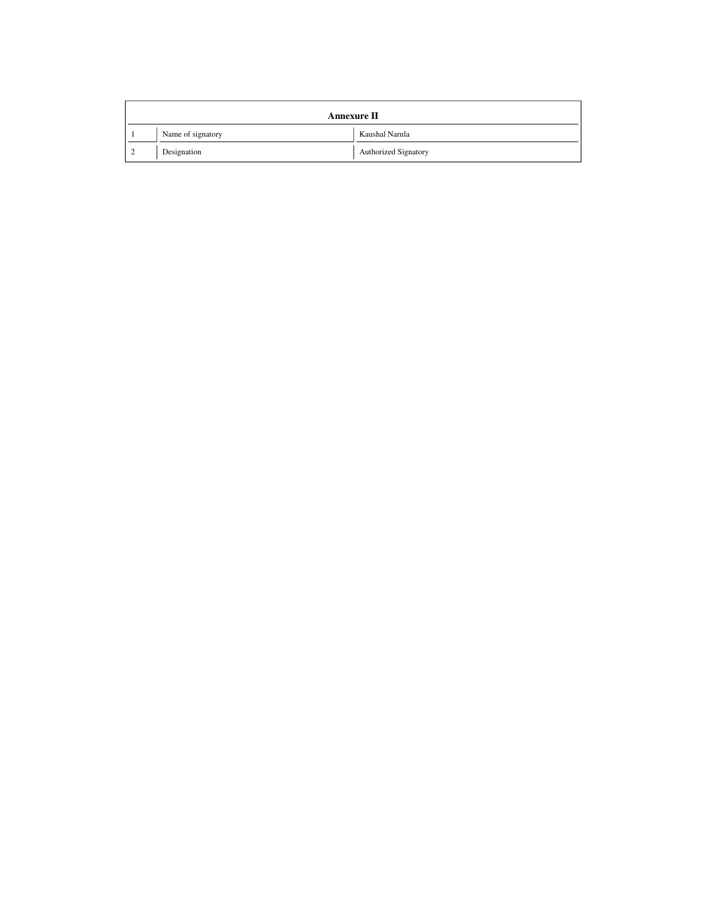| Annexure II | | |
|---|---|---|
| 1 | Name of signatory | Kaushal Narula |
| 2 | Designation | Authorized Signatory |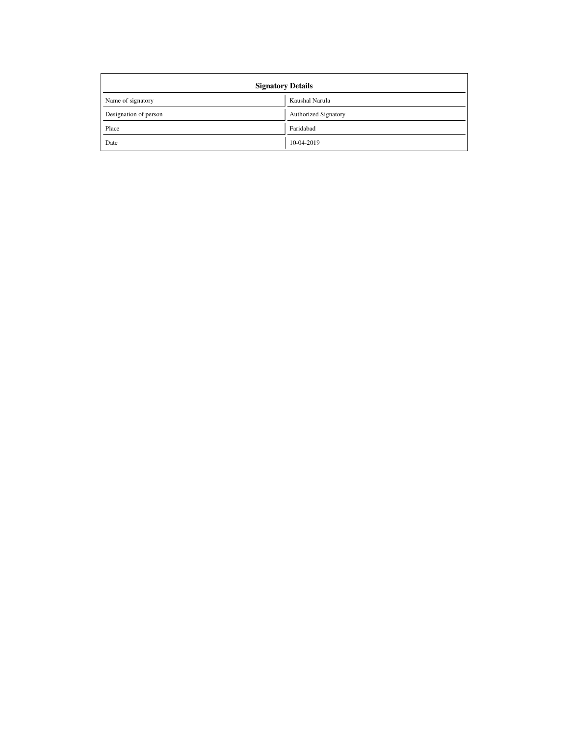| Signatory Details | |
|---|---|
| Name of signatory | Kaushal Narula |
| Designation of person | Authorized Signatory |
| Place | Faridabad |
| Date | 10-04-2019 |